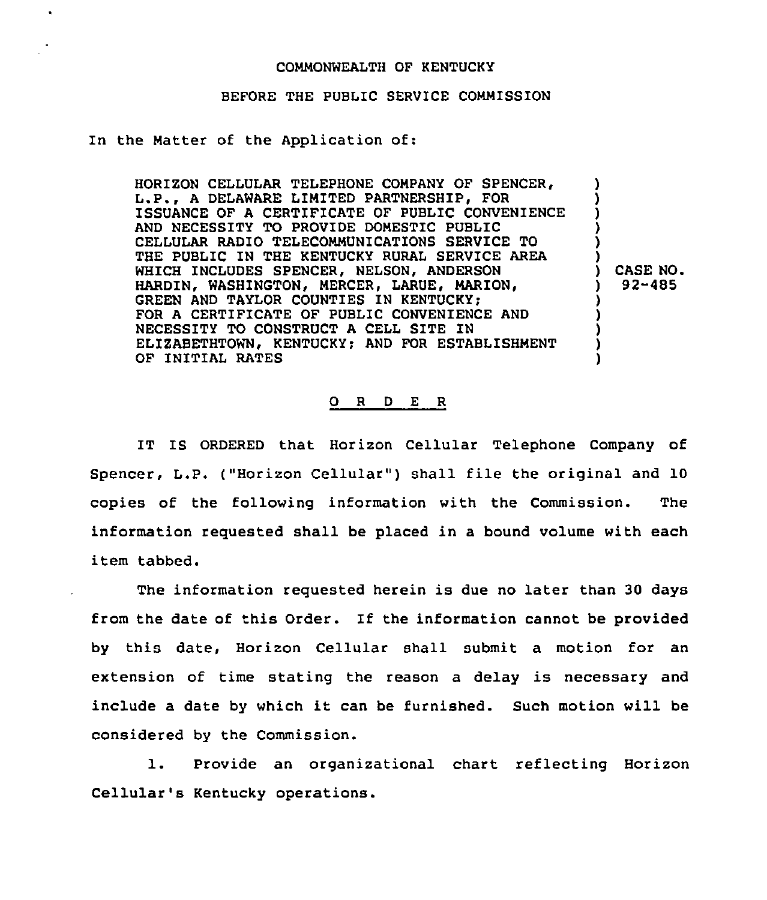COMMONWEALTH OF KENTUCKY

BEFORE THE PUBLIC SERVICE COMMISSION

In the Matter of the Application of:

HORIZON CELLULAR TELEPHONE COMPANY OF SPENCER, L.P., A DELAWARE LIMITED PARTNERSHIP, FOR ISSUANCE OF A CERTIFICATE OF PUBLIC CONVENIENCE AND NECESSITY TO PROVIDE DOMESTIC PUBLIC CELLULAR RADIO TELECOMMUNICATIONS SERVICE TO THE PUBLIC IN THE KENTUCKY RURAL SERVICE AREA WHICH INCLUDES SPENCER, NELSON, ANDERSON HARDIN, WASHINGTON, MERCER, LARUE, MARION, GREEN AND TAYLOR COUNTIES IN KENTUCKY; FOR A CERTIFICATE OF PUBLIC CONVENIENCE AND NECESSITY TO CONSTRUCT A CELL SITE IN ELIZABETHTOWN, KENTUCKY; AND FOR ESTABLISHMENT OF INITIAL RATES

) CASE NO. 92-485

## O R D E R

IT IS ORDERED that Horizon Cellular Telephone Company of Spencer, L.P. ("Horizon Cellular") shall file the original and 10 copies of the following information with the Commission. The information requested shall be placed in a bound volume with each item tabbed.

The information requested herein is due no later than 30 days from the date of this Order. If the information cannot be provided by this date, Horizon Cellular shall submit a motion for an extension of time stating the reason a delay is necessary and include a date by which it can be furnished. Such motion will be considered by the Commission.

1. Provide an organizational chart reflecting Horizon Cellular's Kentucky operations.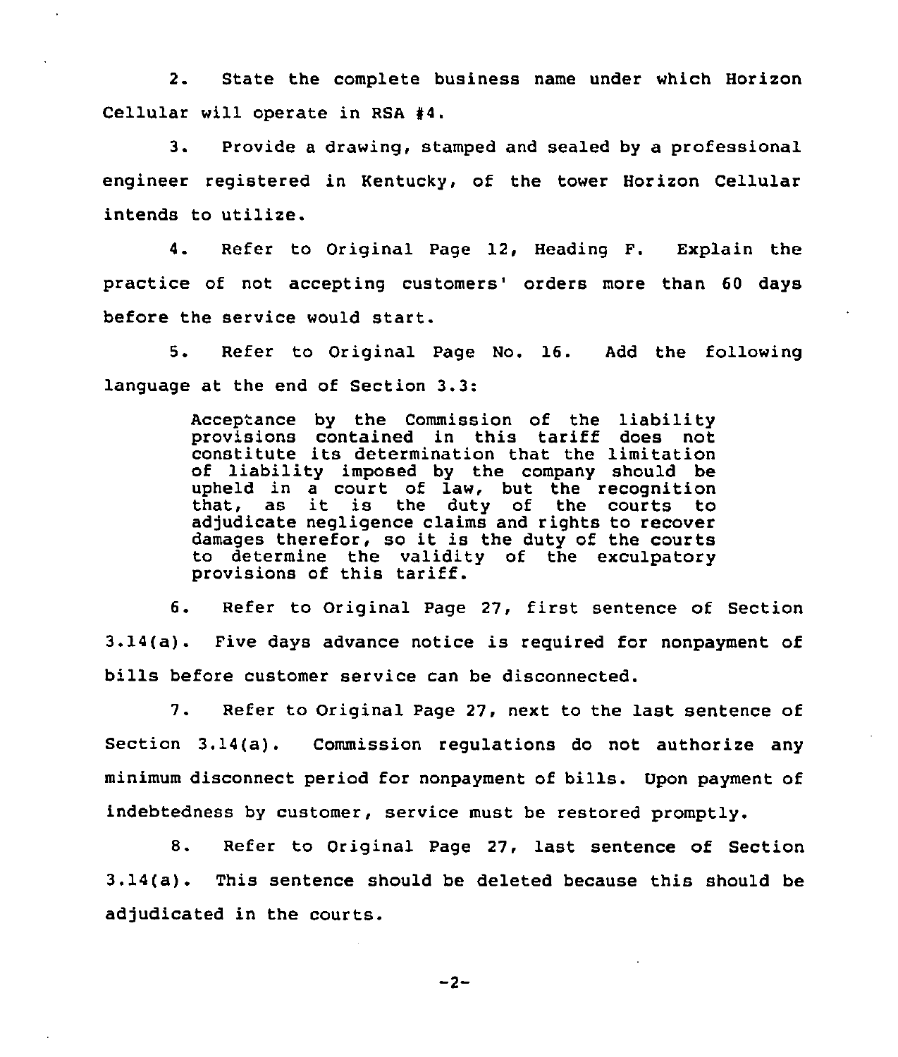2. State the complete business name under which Horizon Cellular will operate in RSA #4.

3. Provide a drawing, stamped and sealed by a professional engineer registered in Kentucky, of the tower Horizon Cellular intends to utilize.

4. Refer to Original Page 12, Heading F. Explain the practice of not accepting customers' orders more than 60 days before the service would start.

5. Refer to Original Page No. 16. Add the following language at the end of Section 3.3:

> Acceptance by the Commission of the liability provisions contained in this tariff does not constitute its determination that the limitation of liability imposed by the company should be upheld in a court of law, but the recognition that, as it is the duty of the courts to adjudicate negligence claims and rights to recover damages therefor, so it is the duty of the courts to determine the validity of the exculpatory provisions of this tariff.

6. Refer to Original Page 27, first sentence of Section 3.14(a). Five days advance notice is required for nonpayment of bills before customer service can be disconnected.

7. Refer to Original Page 27, next to the last sentence of Section 3.14(a). Commission regulations do not authorize any minimum disconnect period for nonpayment of bills. Upon payment of indebtedness by customer, service must be restored promptly.

8. Refer to Original Page 27, last sentence of Section 3.14(a). This sentence should be deleted because this should be adjudicated in the courts.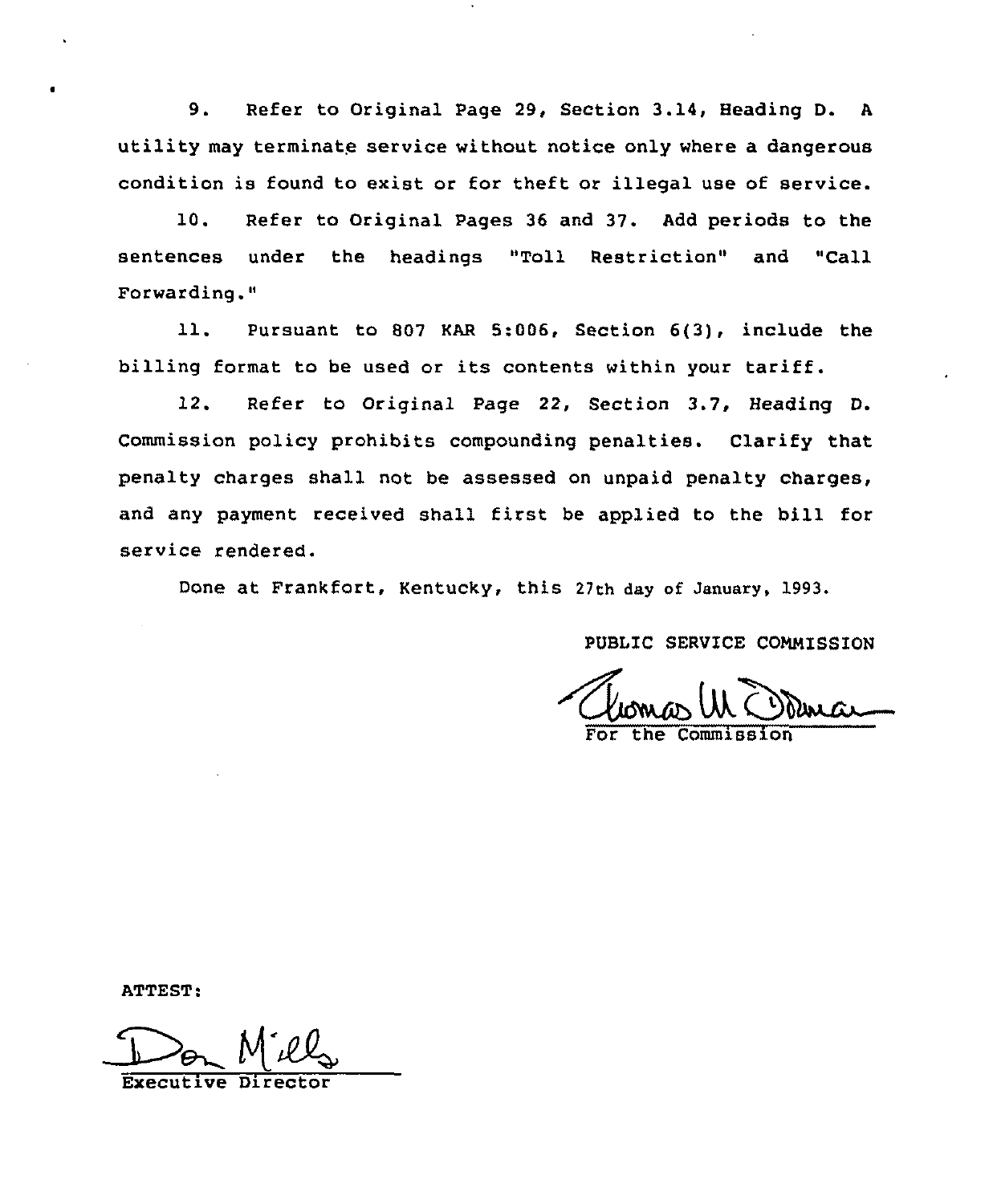9. Refer to Original Page 29, Section 3.14, Heading D. A utility may terminate service without notice only where a dangerous condition is found to exist or for theft or illegal use of service.

10. Refer to Original Pages 36 and 37. Add periods to the sentences under the headings "Toll Restriction" and "Call Forwarding."

11. Pursuant to 807 KAR 5:006, Section 6(3), include the billing format to be used or its contents within your tariff.

12. Refer to Original Page 22, Section 3.7, Heading D. Commission policy prohibits compounding penalties. Clarify that penalty charges shall not be assessed on unpaid penalty charges, and any payment received shall first be applied to the bill for service rendered.

Done at Frankfort, Kentucky, this 27th day of January, 1993.

PUBLIC SERVICE COMMISSION

For the Commission

ATTEST:

Executive Director